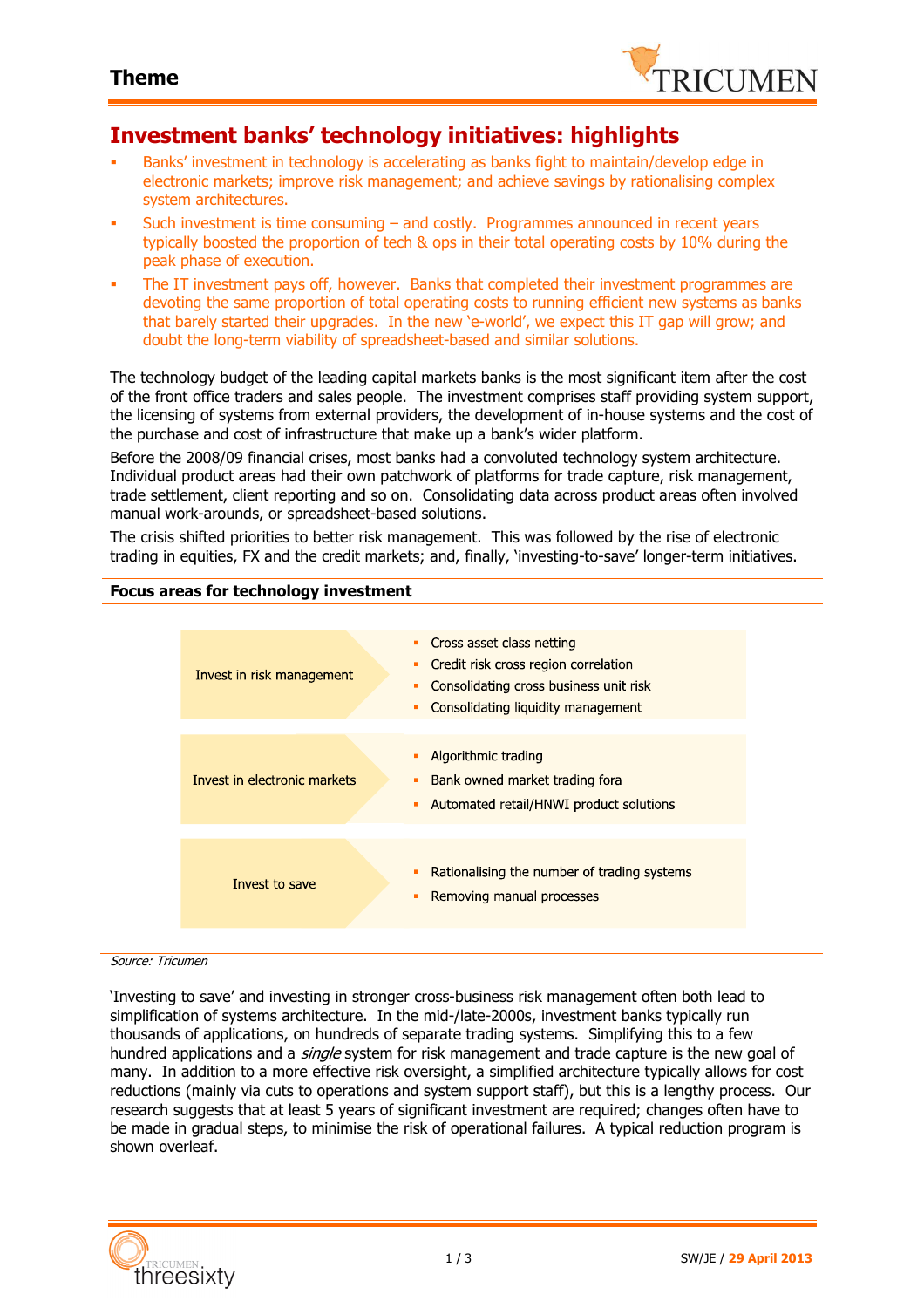**Theme**

# Investment banks' technology initiatives: highlights

- Banks' investment in technology is accelerating as banks fight to maintain/develop edge in electronic markets; improve risk management; and achieve savings by rationalising complex system architectures.
- Such investment is time consuming – and costly. Programmes announced in recent years typically boosted the proportion of tech & ops in their total operating costs by 10% during the peak phase of execution.
- The IT investment pays off, however. Banks that completed their investment programmes are devoting the same proportion of total operating costs to running efficient new systems as banks that barely started their upgrades. In the new 'e-world', we expect this IT gap will grow; and doubt the long-term viability of spreadsheet-based and similar solutions.

The technology budget of the leading capital markets banks is the most significant item after the cost of the front office traders and sales people. The investment comprises staff providing system support, the licensing of systems from external providers, the development of in-house systems and the cost of the purchase and cost of infrastructure that make up a bank's wider platform.

Before the 2008/09 financial crises, most banks had a convoluted technology system architecture. Individual product areas had their own patchwork of platforms for trade capture, risk management, trade settlement, client reporting and so on. Consolidating data across product areas often involved manual work-arounds, or spreadsheet-based solutions.

The crisis shifted priorities to better risk management. This was followed by the rise of electronic trading in equities, FX and the credit markets; and, finally, 'investing-to-save' longer-term initiatives.

**Focus areas for technology investment**

| Focus area | Examples |
| --- | --- |
| Invest in risk management | Cross asset class netting; Credit risk cross region correlation; Consolidating cross business unit risk; Consolidating liquidity management |
| Invest in electronic markets | Algorithmic trading; Bank owned market trading fora; Automated retail/HNWI product solutions |
| Invest to save | Rationalising the number of trading systems; Removing manual processes |

*Source: Tricumen*

'Investing to save' and investing in stronger cross-business risk management often both lead to simplification of systems architecture. In the mid-/late-2000s, investment banks typically run thousands of applications, on hundreds of separate trading systems. Simplifying this to a few hundred applications and a *single* system for risk management and trade capture is the new goal of many. In addition to a more effective risk oversight, a simplified architecture typically allows for cost reductions (mainly via cuts to operations and system support staff), but this is a lengthy process. Our research suggests that at least 5 years of significant investment are required; changes often have to be made in gradual steps, to minimise the risk of operational failures. A typical reduction program is shown overleaf.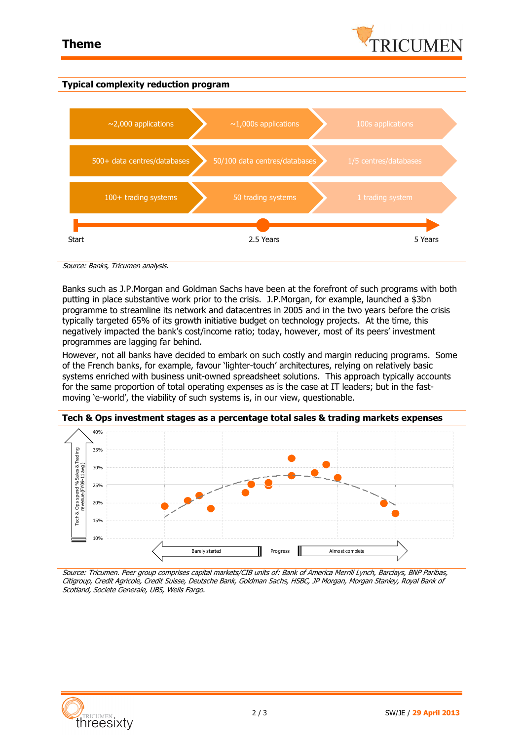## Theme

### Typical complexity reduction program

| Start | 2.5 Years | 5 Years |
|---|---|---|
| ~2,000 applications | ~1,000s applications | 100s applications |
| 500+ data centres/databases | 50/100 data centres/databases | 1/5 centres/databases |
| 100+ trading systems | 50 trading systems | 1 trading system |

*Source: Banks, Tricumen analysis.*

Banks such as J.P.Morgan and Goldman Sachs have been at the forefront of such programs with both putting in place substantive work prior to the crisis. J.P.Morgan, for example, launched a $3bn programme to streamline its network and datacentres in 2005 and in the two years before the crisis typically targeted 65% of its growth initiative budget on technology projects. At the time, this negatively impacted the bank's cost/income ratio; today, however, most of its peers' investment programmes are lagging far behind.

However, not all banks have decided to embark on such costly and margin reducing programs. Some of the French banks, for example, favour 'lighter-touch' architectures, relying on relatively basic systems enriched with business unit-owned spreadsheet solutions. This approach typically accounts for the same proportion of total operating expenses as is the case at IT leaders; but in the fast-moving 'e-world', the viability of such systems is, in our view, questionable.

### Tech & Ops investment stages as a percentage total sales & trading markets expenses

Y-axis: Tech & Ops spend % Sales & Trading revenue (FY09-11 avg.) — 10%, 15%, 20%, 25%, 30%, 35%, 40%

X-axis: Barely started — Progress — Almost complete

*Source: Tricumen. Peer group comprises capital markets/CIB units of: Bank of America Merrill Lynch, Barclays, BNP Paribas, Citigroup, Credit Agricole, Credit Suisse, Deutsche Bank, Goldman Sachs, HSBC, JP Morgan, Morgan Stanley, Royal Bank of Scotland, Societe Generale, UBS, Wells Fargo.*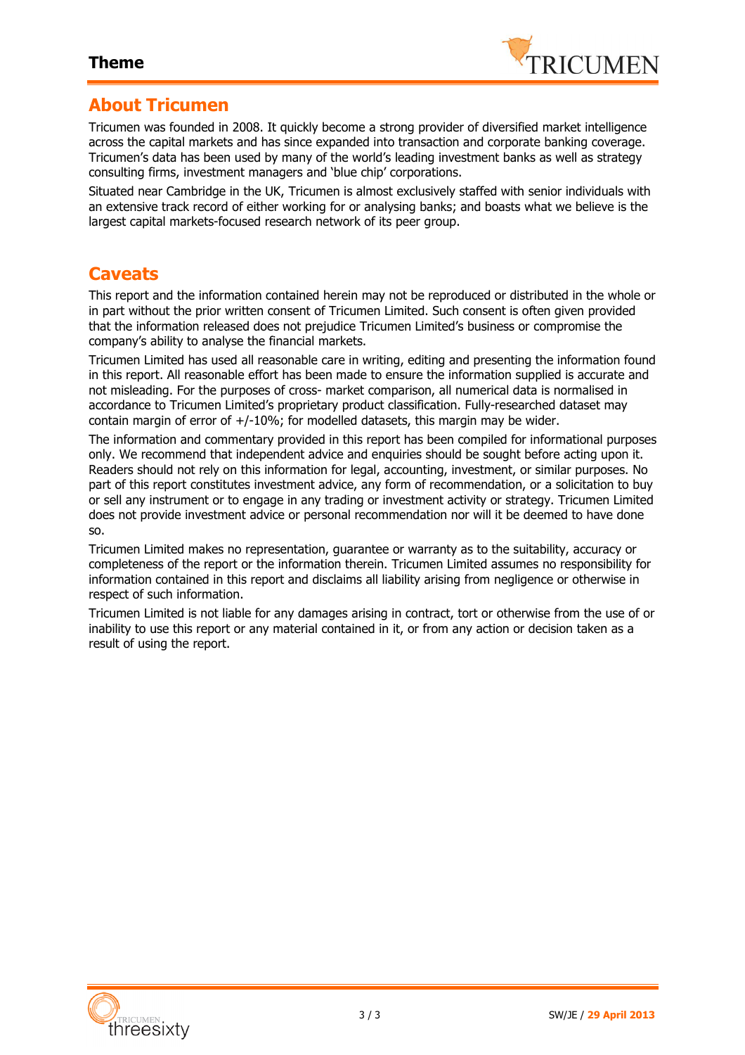## About Tricumen

Tricumen was founded in 2008. It quickly become a strong provider of diversified market intelligence across the capital markets and has since expanded into transaction and corporate banking coverage. Tricumen's data has been used by many of the world's leading investment banks as well as strategy consulting firms, investment managers and 'blue chip' corporations.

Situated near Cambridge in the UK, Tricumen is almost exclusively staffed with senior individuals with an extensive track record of either working for or analysing banks; and boasts what we believe is the largest capital markets-focused research network of its peer group.

## Caveats

This report and the information contained herein may not be reproduced or distributed in the whole or in part without the prior written consent of Tricumen Limited. Such consent is often given provided that the information released does not prejudice Tricumen Limited's business or compromise the company's ability to analyse the financial markets.

Tricumen Limited has used all reasonable care in writing, editing and presenting the information found in this report. All reasonable effort has been made to ensure the information supplied is accurate and not misleading. For the purposes of cross- market comparison, all numerical data is normalised in accordance to Tricumen Limited's proprietary product classification. Fully-researched dataset may contain margin of error of +/-10%; for modelled datasets, this margin may be wider.

The information and commentary provided in this report has been compiled for informational purposes only. We recommend that independent advice and enquiries should be sought before acting upon it. Readers should not rely on this information for legal, accounting, investment, or similar purposes. No part of this report constitutes investment advice, any form of recommendation, or a solicitation to buy or sell any instrument or to engage in any trading or investment activity or strategy. Tricumen Limited does not provide investment advice or personal recommendation nor will it be deemed to have done so.

Tricumen Limited makes no representation, guarantee or warranty as to the suitability, accuracy or completeness of the report or the information therein. Tricumen Limited assumes no responsibility for information contained in this report and disclaims all liability arising from negligence or otherwise in respect of such information.

Tricumen Limited is not liable for any damages arising in contract, tort or otherwise from the use of or inability to use this report or any material contained in it, or from any action or decision taken as a result of using the report.